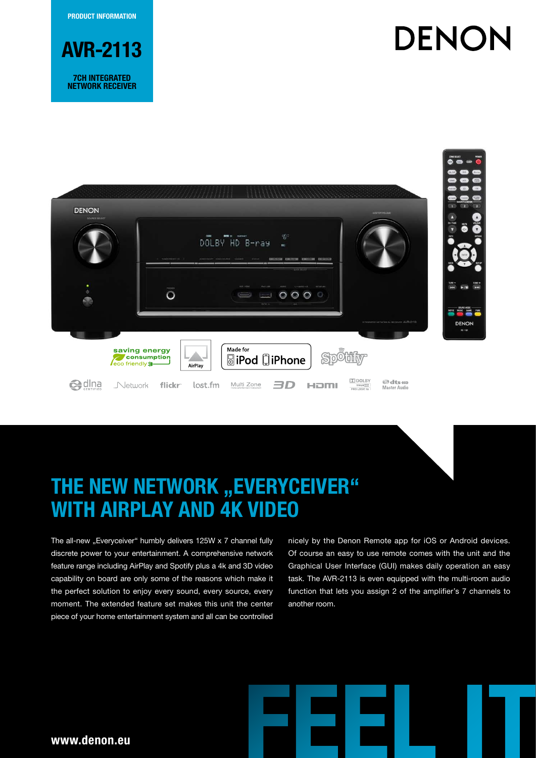PRODUCT INFORMATION

# AVR-2113

7CH INTEGRATED NETWORK RECEIVER

DENON

## THE NEW NETWORK „EVERYCEIVER“ WITH AIRPLAY AND 4K VIDEO

The all-new „Everyceiver“ humbly delivers 125W x 7 channel fully discrete power to your entertainment. A comprehensive network feature range including AirPlay and Spotify plus a 4k and 3D video capability on board are only some of the reasons which make it the perfect solution to enjoy every sound, every source, every moment. The extended feature set makes this unit the center piece of your home entertainment system and all can be controlled nicely by the Denon Remote app for iOS or Android devices. Of course an easy to use remote comes with the unit and the Graphical User Interface (GUI) makes daily operation an easy task. The AVR-2113 is even equipped with the multi-room audio function that lets you assign 2 of the amplifier's 7 channels to another room.

FEEL IT

www.denon.eu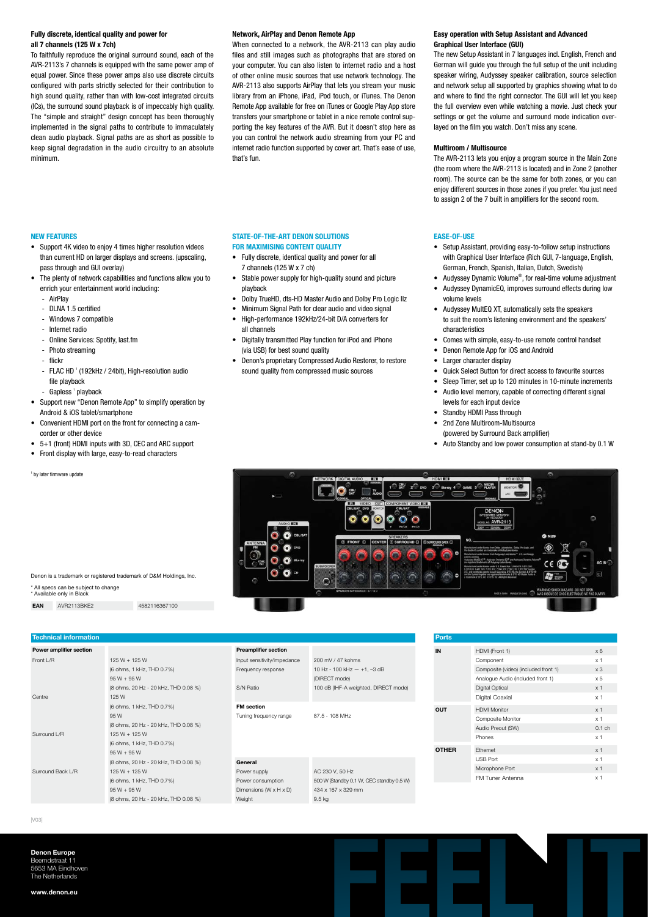### Fully discrete, identical quality and power for all 7 channels (125 W x 7ch)

To faithfully reproduce the original surround sound, each of the AVR-2113's 7 channels is equipped with the same power amp of equal power. Since these power amps also use discrete circuits configured with parts strictly selected for their contribution to high sound quality, rather than with low-cost integrated circuits (ICs), the surround sound playback is of impeccably high quality. The "simple and straight" design concept has been thoroughly implemented in the signal paths to contribute to immaculately clean audio playback. Signal paths are as short as possible to keep signal degradation in the audio circuitry to an absolute minimum.

### Network, AirPlay and Denon Remote App

When connected to a network, the AVR-2113 can play audio files and still images such as photographs that are stored on your computer. You can also listen to internet radio and a host of other online music sources that use network technology. The AVR-2113 also supports AirPlay that lets you stream your music library from an iPhone, iPad, iPod touch, or iTunes. The Denon Remote App available for free on iTunes or Google Play App store transfers your smartphone or tablet in a nice remote control supporting the key features of the AVR. But it doesn't stop here as you can control the network audio streaming from your PC and internet radio function supported by cover art. That's ease of use, that's fun.

### Easy operation with Setup Assistant and Advanced Graphical User Interface (GUI)

The new Setup Assistant in 7 languages incl. English, French and German will guide you through the full setup of the unit including speaker wiring, Audyssey speaker calibration, source selection and network setup all supported by graphics showing what to do and where to find the right connector. The GUI will let you keep the full overview even while watching a movie. Just check your settings or get the volume and surround mode indication overlayed on the film you watch. Don't miss any scene.

### Multiroom / Multisource

The AVR-2113 lets you enjoy a program source in the Main Zone (the room where the AVR-2113 is located) and in Zone 2 (another room). The source can be the same for both zones, or you can enjoy different sources in those zones if you prefer. You just need to assign 2 of the 7 built in amplifiers for the second room.

### NEW FEATURES

- Support 4K video to enjoy 4 times higher resolution videos than current HD on larger displays and screens. (upscaling, pass through and GUI overlay)
- The plenty of network capabilities and functions allow you to enrich your entertainment world including:
  - AirPlay
  - DLNA 1.5 certified
  - Windows 7 compatible
  - Internet radio
  - Online Services: Spotify, last.fm
  - Photo streaming
  - flickr
  - FLAC HD [1] (192kHz / 24bit), High-resolution audio file playback
  - Gapless [1] playback
- Support new "Denon Remote App" to simplify operation by Android & iOS tablet/smartphone
- Convenient HDMI port on the front for connecting a camcorder or other device
- 5+1 (front) HDMI inputs with 3D, CEC and ARC support
- Front display with large, easy-to-read characters

[1] by later firmware update

### STATE-OF-THE-ART DENON SOLUTIONS FOR MAXIMISING CONTENT QUALITY

- Fully discrete, identical quality and power for all 7 channels (125 W x 7 ch)
- Stable power supply for high-quality sound and picture playback
- Dolby TrueHD, dts-HD Master Audio and Dolby Pro Logic IIz
- Minimum Signal Path for clear audio and video signal
- High-performance 192kHz/24-bit D/A converters for all channels
- Digitally transmitted Play function for iPod and iPhone (via USB) for best sound quality
- Denon's proprietary Compressed Audio Restorer, to restore sound quality from compressed music sources

### EASE-OF-USE

- Setup Assistant, providing easy-to-follow setup instructions with Graphical User Interface (Rich GUI, 7-language, English, German, French, Spanish, Italian, Dutch, Swedish)
- Audyssey Dynamic Volume®, for real-time volume adjustment
- Audyssey DynamicEQ, improves surround effects during low volume levels
- Audyssey MultEQ XT, automatically sets the speakers to suit the room's listening environment and the speakers' characteristics
- Comes with simple, easy-to-use remote control handset
- Denon Remote App for iOS and Android
- Larger character display
- Quick Select Button for direct access to favourite sources
- Sleep Timer, set up to 120 minutes in 10-minute increments
- Audio level memory, capable of correcting different signal levels for each input device
- Standby HDMI Pass through
- 2nd Zone Multiroom-Multisource (powered by Surround Back amplifier)
- Auto Standby and low power consumption at stand-by 0.1 W

Denon is a trademark or registered trademark of D&M Holdings, Inc.

\* All specs can be subject to change
\* Available only in Black

| EAN | AVR2113BKE2 | 4582116367100 |
|---|---|---|

### Technical information

| Power amplifier section | |
|---|---|
| Front L/R | 125 W + 125 W (6 ohms, 1 kHz, THD 0.7%) 95 W + 95 W (8 ohms, 20 Hz - 20 kHz, THD 0.08 %) |
| Centre | 125 W (6 ohms, 1 kHz, THD 0.7%) 95 W (8 ohms, 20 Hz - 20 kHz, THD 0.08 %) |
| Surround L/R | 125 W + 125 W (6 ohms, 1 kHz, THD 0.7%) 95 W + 95 W (8 ohms, 20 Hz - 20 kHz, THD 0.08 %) |
| Surround Back L/R | 125 W + 125 W (6 ohms, 1 kHz, THD 0.7%) 95 W + 95 W (8 ohms, 20 Hz - 20 kHz, THD 0.08 %) |

| Preamplifier section | |
|---|---|
| Input sensitivity/impedance | 200 mV / 47 kohms |
| Frequency response | 10 Hz - 100 kHz — +1, -3 dB (DIRECT mode) |
| S/N Ratio | 100 dB (IHF-A weighted, DIRECT mode) |
| **FM section** | |
| Tuning frequency range | 87.5 - 108 MHz |
| **General** | |
| Power supply | AC 230 V, 50 Hz |
| Power consumption | 500 W (Standby 0.1 W, CEC standby 0.5 W) |
| Dimensions (W x H x D) | 434 x 167 x 329 mm |
| Weight | 9.5 kg |

### Ports

| | | |
|---|---|---|
| IN | HDMI (Front 1) | x 6 |
| | Component | x 1 |
| | Composite (video) (included front 1) | x 3 |
| | Analogue Audio (included front 1) | x 5 |
| | Digital Optical | x 1 |
| | Digital Coaxial | x 1 |
| OUT | HDMI Monitor | x 1 |
| | Composite Monitor | x 1 |
| | Audio Preout (SW) | 0.1 ch |
| | Phones | x 1 |
| OTHER | Ethernet | x 1 |
| | USB Port | x 1 |
| | Microphone Port | x 1 |
| | FM Tuner Antenna | x 1 |

[V03]

**Denon Europe**
Beemdstraat 11
5653 MA Eindhoven
The Netherlands

**www.denon.eu**

FEEL IT